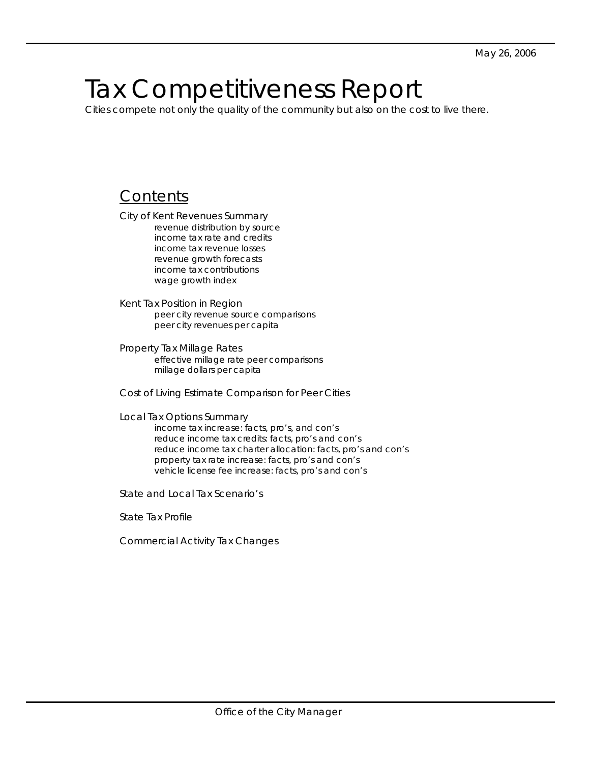May 26, 2006

# Tax Competitiveness Report

Cities compete not only the quality of the community but also on the cost to live there.

## Contents

City of Kent Revenues Summary
- revenue distribution by source
- income tax rate and credits
- income tax revenue losses
- revenue growth forecasts
- income tax contributions
- wage growth index

Kent Tax Position in Region
- peer city revenue source comparisons
- peer city revenues per capita

Property Tax Millage Rates
- effective millage rate peer comparisons
- millage dollars per capita

Cost of Living Estimate Comparison for Peer Cities

Local Tax Options Summary
- income tax increase: facts, pro's, and con's
- reduce income tax credits: facts, pro's and con's
- reduce income tax charter allocation: facts, pro's and con's
- property tax rate increase: facts, pro's and con's
- vehicle license fee increase: facts, pro's and con's

State and Local Tax Scenario's

State Tax Profile

Commercial Activity Tax Changes

Office of the City Manager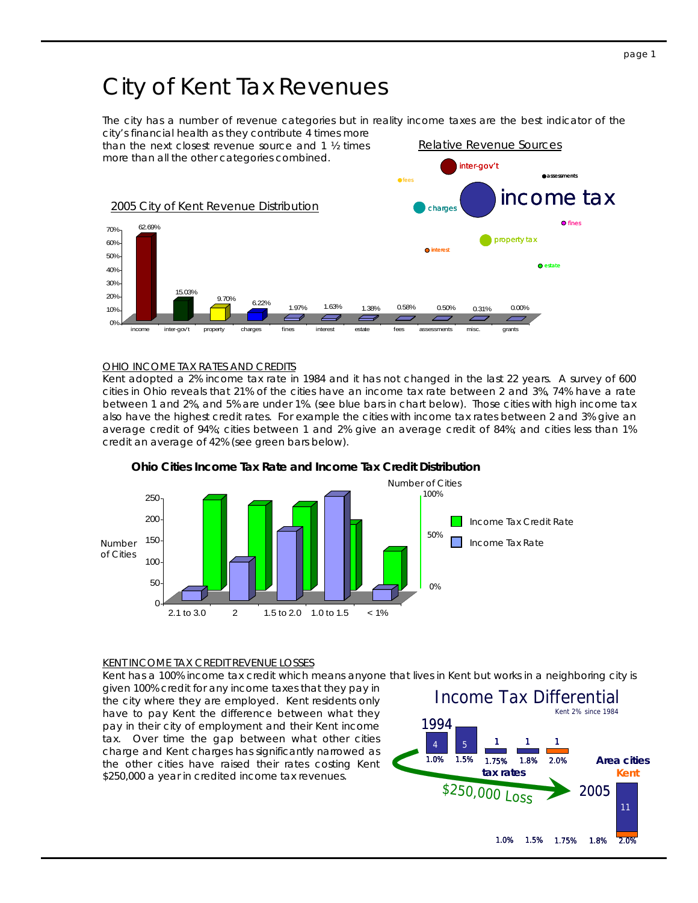# City of Kent Tax Revenues

The city has a number of revenue categories but in reality income taxes are the best indicator of the city's financial health as they contribute 4 times more than the next closest revenue source and 1 ½ times more than all the other categories combined.

Relative Revenue Sources

2005 City of Kent Revenue Distribution

| income | inter-gov't | property | charges | fines | interest | estate | fees | assessments | misc. | grants |
|---|---|---|---|---|---|---|---|---|---|---|
| 62.69% | 15.03% | 9.70% | 6.22% | 1.97% | 1.63% | 1.38% | 0.58% | 0.50% | 0.31% | 0.00% |

### OHIO INCOME TAX RATES AND CREDITS

Kent adopted a 2% income tax rate in 1984 and it has not changed in the last 22 years. A survey of 600 cities in Ohio reveals that 21% of the cities have an income tax rate between 2 and 3%, 74% have a rate between 1 and 2%, and 5% are under 1%. (see blue bars in chart below). Those cities with high income tax also have the highest credit rates. For example the cities with income tax rates between 2 and 3% give an average credit of 94%; cities between 1 and 2% give an average credit of 84%; and cities less than 1% credit an average of 42% (see green bars below).

**Ohio Cities Income Tax Rate and Income Tax Credit Distribution**

### KENT INCOME TAX CREDIT REVENUE LOSSES

Kent has a 100% income tax credit which means anyone that lives in Kent but works in a neighboring city is given 100% credit for any income taxes that they pay in the city where they are employed. Kent residents only have to pay Kent the difference between what they pay in their city of employment and their Kent income tax. Over time the gap between what other cities charge and Kent charges has significantly narrowed as the other cities have raised their rates costing Kent $250,000 a year in credited income tax revenues.

Income Tax Differential

Kent 2% since 1984

| | 1.0% | 1.5% | 1.75% | 1.8% | 2.0% |
|---|---|---|---|---|---|
| 1994 | 4 | 5 | 1 | 1 | 1 |
| 2005 | | | | | 11 |

$250,000 Loss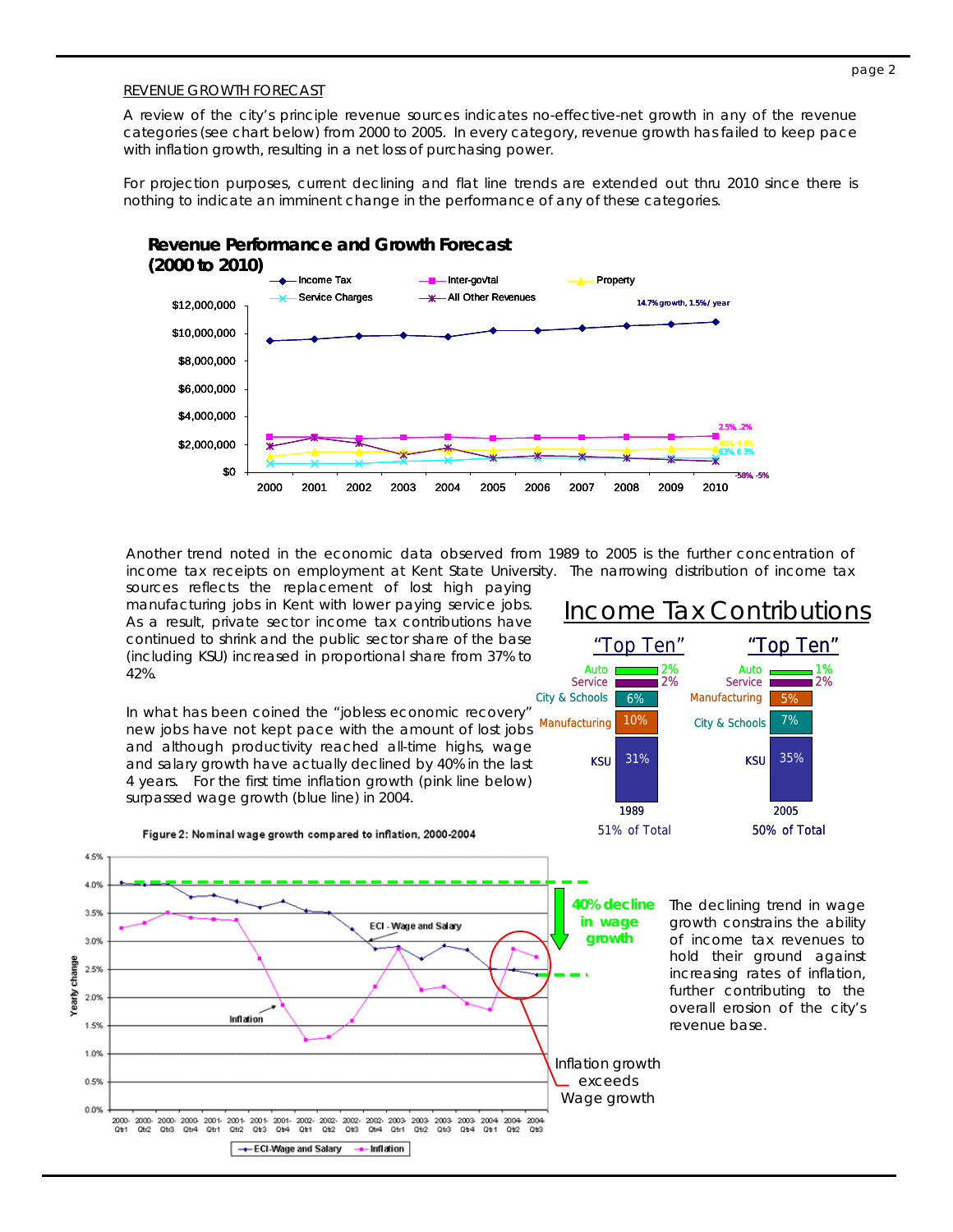REVENUE GROWTH FORECAST

A review of the city's principle revenue sources indicates no-effective-net growth in any of the revenue categories (see chart below) from 2000 to 2005. In every category, revenue growth has failed to keep pace with inflation growth, resulting in a net loss of purchasing power.

For projection purposes, current declining and flat line trends are extended out thru 2010 since there is nothing to indicate an imminent change in the performance of any of these categories.

**Revenue Performance and Growth Forecast (2000 to 2010)**

Another trend noted in the economic data observed from 1989 to 2005 is the further concentration of income tax receipts on employment at Kent State University. The narrowing distribution of income tax sources reflects the replacement of lost high paying manufacturing jobs in Kent with lower paying service jobs. As a result, private sector income tax contributions have continued to shrink and the public sector share of the base (including KSU) increased in proportional share from 37% to 42%.

**Income Tax Contributions**

In what has been coined the "jobless economic recovery" new jobs have not kept pace with the amount of lost jobs and although productivity reached all-time highs, wage and salary growth have actually declined by 40% in the last 4 years. For the first time inflation growth (pink line below) surpassed wage growth (blue line) in 2004.

Figure 2: Nominal wage growth compared to inflation, 2000-2004

The declining trend in wage growth constrains the ability of income tax revenues to hold their ground against increasing rates of inflation, further contributing to the overall erosion of the city's revenue base.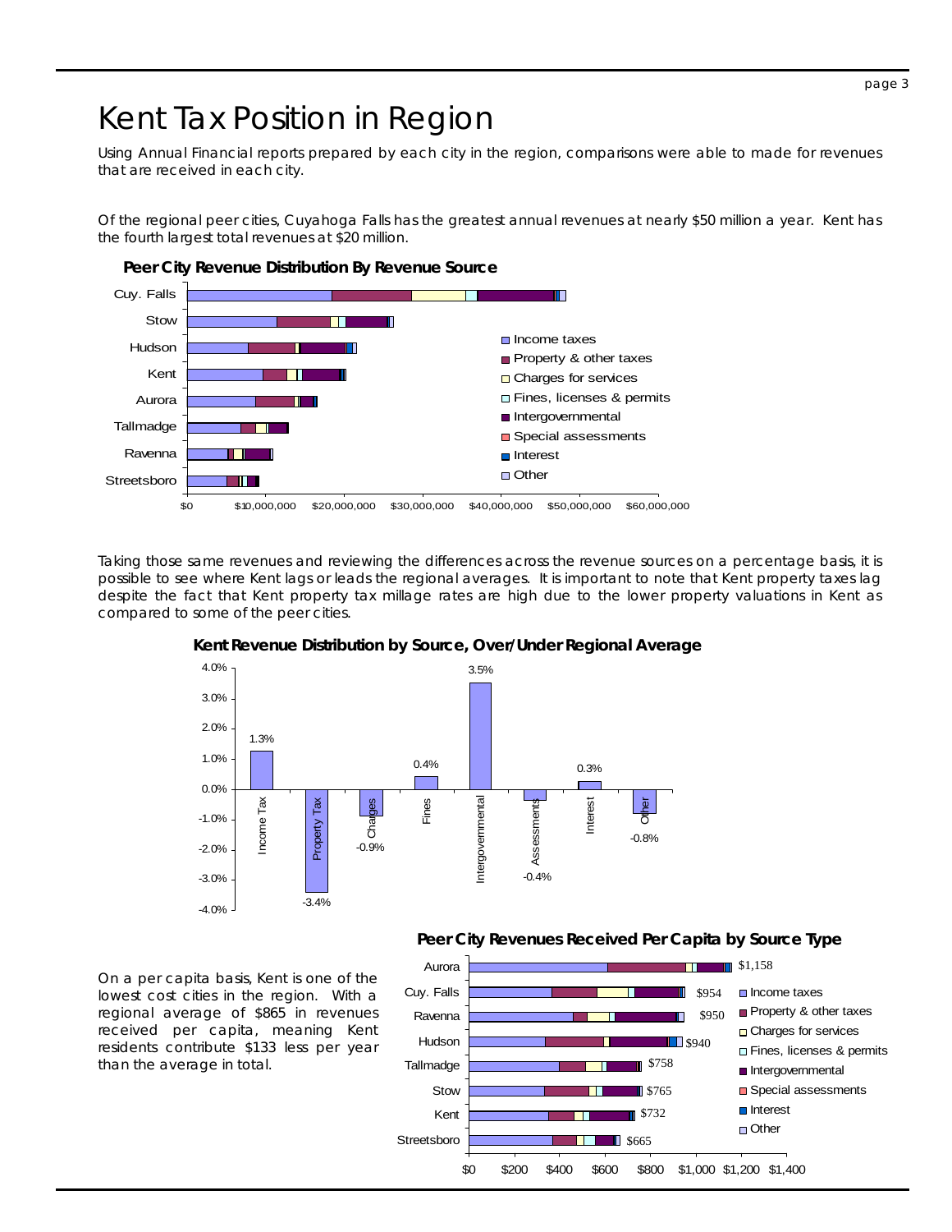# Kent Tax Position in Region

*Using Annual Financial reports prepared by each city in the region, comparisons were able to made for revenues that are received in each city.*

*Of the regional peer cities, Cuyahoga Falls has the greatest annual revenues at nearly $50 million a year. Kent has the fourth largest total revenues at $20 million.*

**Peer City Revenue Distribution By Revenue Source**

*Taking those same revenues and reviewing the differences across the revenue sources on a percentage basis, it is possible to see where Kent lags or leads the regional averages. It is important to note that Kent property taxes lag despite the fact that Kent property tax millage rates are high due to the lower property valuations in Kent as compared to some of the peer cities.*

**Kent Revenue Distribution by Source, Over/Under Regional Average**

| Source | Over/Under |
| --- | --- |
| Income Tax | 1.3% |
| Property Tax | -3.4% |
| Charges | -0.9% |
| Fines | 0.4% |
| Intergovernmental | 3.5% |
| Assessments | -0.4% |
| Interest | 0.3% |
| Other | -0.8% |

*On a per capita basis, Kent is one of the lowest cost cities in the region. With a regional average of $865 in revenues received per capita, meaning Kent residents contribute $133 less per year than the average in total.*

**Peer City Revenues Received Per Capita by Source Type**

| City | Per Capita |
| --- | --- |
| Aurora | $1,158 |
| Cuy. Falls | $954 |
| Ravenna | $950 |
| Hudson | $940 |
| Tallmadge | $758 |
| Stow | $765 |
| Kent | $732 |
| Streetsboro | $665 |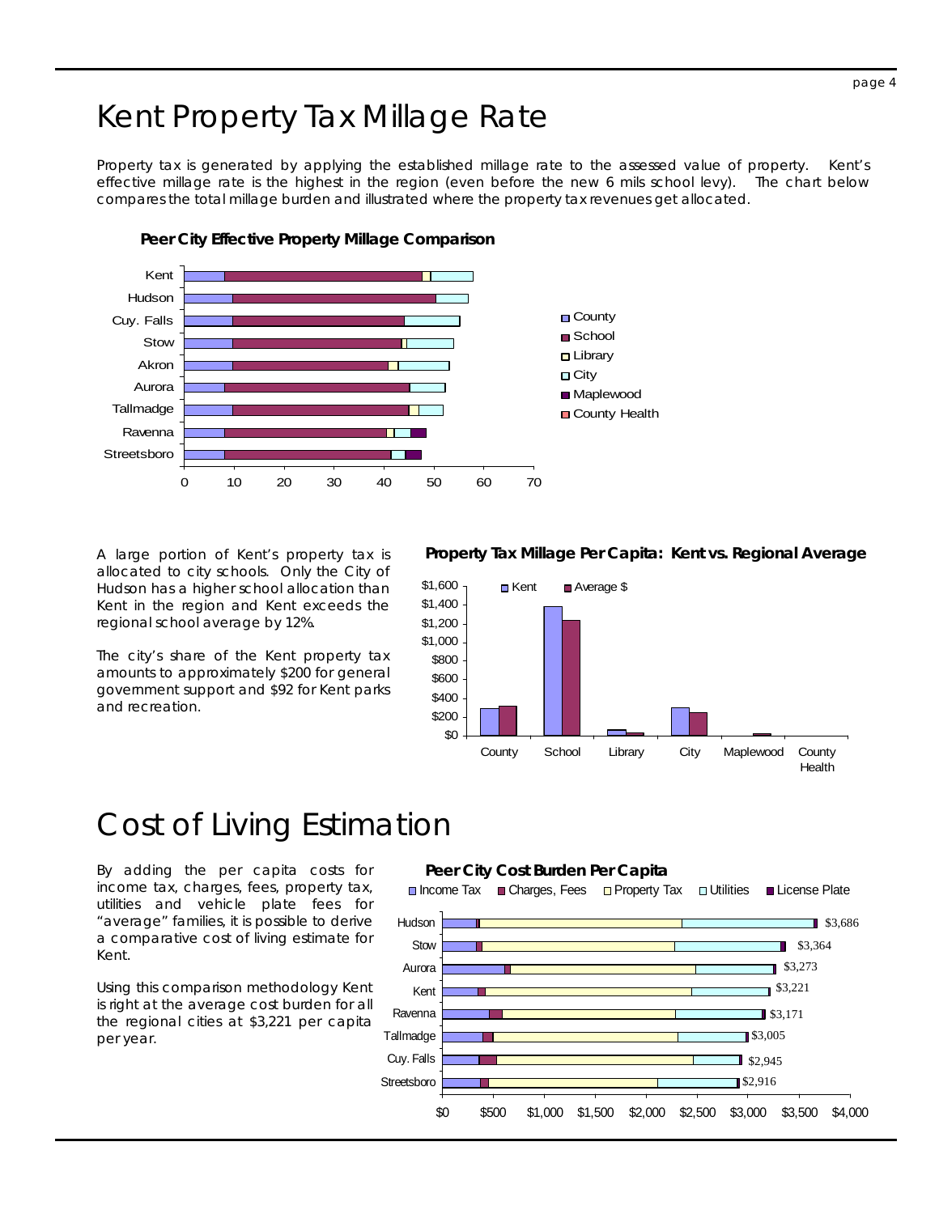# Kent Property Tax Millage Rate

Property tax is generated by applying the established millage rate to the assessed value of property. Kent's effective millage rate is the highest in the region (even before the new 6 mils school levy). The chart below compares the total millage burden and illustrated where the property tax revenues get allocated.

**Peer City Effective Property Millage Comparison**

A large portion of Kent's property tax is allocated to city schools. Only the City of Hudson has a higher school allocation than Kent in the region and Kent exceeds the regional school average by 12%.

The city's share of the Kent property tax amounts to approximately $200 for general government support and $92 for Kent parks and recreation.

**Property Tax Millage Per Capita: Kent vs. Regional Average**

# Cost of Living Estimation

By adding the per capita costs for income tax, charges, fees, property tax, utilities and vehicle plate fees for "average" families, it is possible to derive a comparative cost of living estimate for Kent.

Using this comparison methodology Kent is right at the average cost burden for all the regional cities at $3,221 per capita per year.

**Peer City Cost Burden Per Capita**

| City | Total |
|---|---|
| Hudson | $3,686 |
| Stow | $3,364 |
| Aurora | $3,273 |
| Kent | $3,221 |
| Ravenna | $3,171 |
| Tallmadge | $3,005 |
| Cuy. Falls | $2,945 |
| Streetsboro | $2,916 |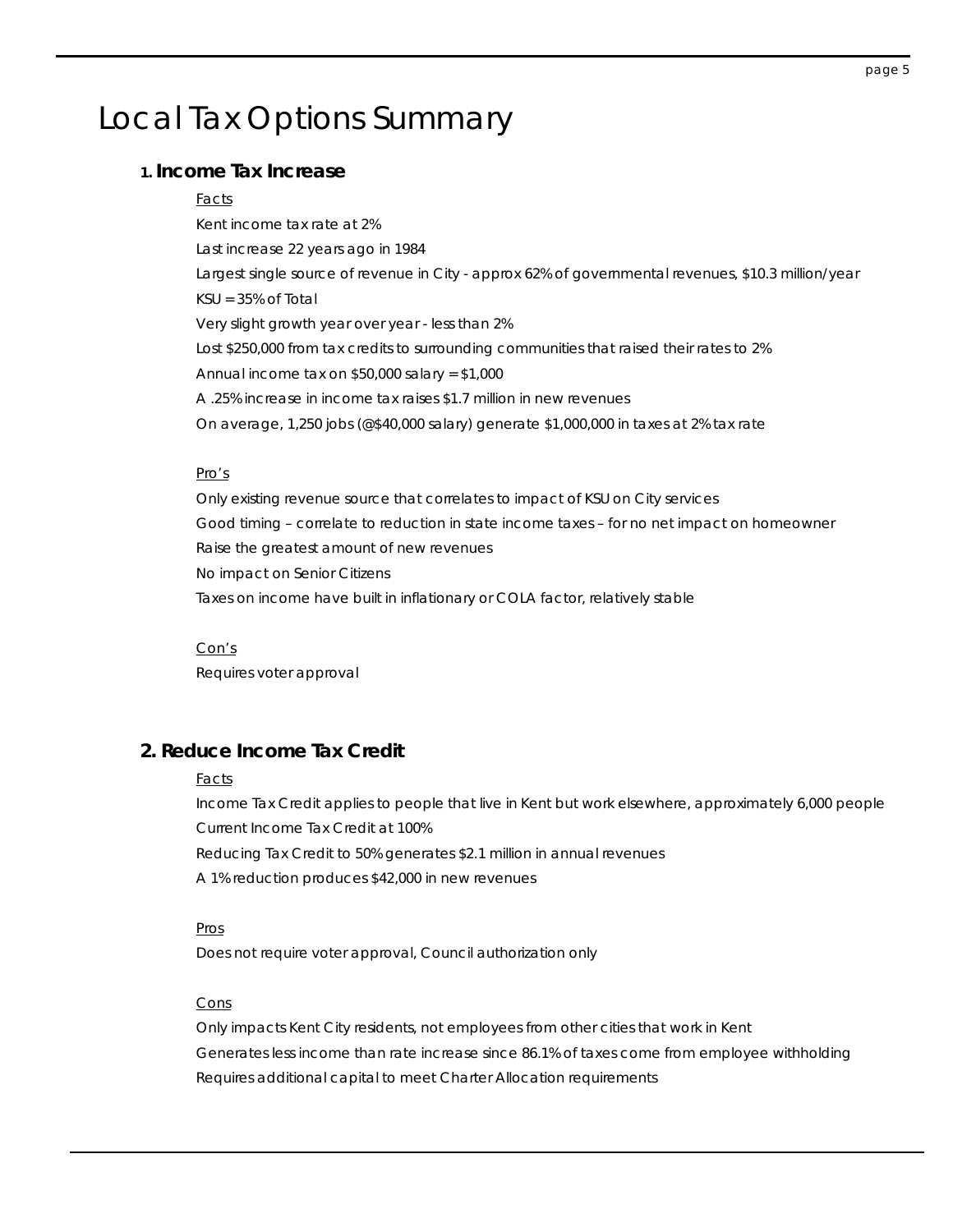# Local Tax Options Summary

## 1. Income Tax Increase

Facts

Kent income tax rate at 2%

Last increase 22 years ago in 1984

Largest single source of revenue in City - approx 62% of governmental revenues, $10.3 million/year

KSU = 35% of Total

Very slight growth year over year - less than 2%

Lost $250,000 from tax credits to surrounding communities that raised their rates to 2%

Annual income tax on $50,000 salary = $1,000

A .25% increase in income tax raises $1.7 million in new revenues

On average, 1,250 jobs (@$40,000 salary) generate $1,000,000 in taxes at 2% tax rate

Pro's

Only existing revenue source that correlates to impact of KSU on City services

Good timing – correlate to reduction in state income taxes – for no net impact on homeowner

Raise the greatest amount of new revenues

No impact on Senior Citizens

Taxes on income have built in inflationary or COLA factor, relatively stable

Con's

Requires voter approval

## 2. Reduce Income Tax Credit

Facts

Income Tax Credit applies to people that live in Kent but work elsewhere, approximately 6,000 people

Current Income Tax Credit at 100%

Reducing Tax Credit to 50% generates $2.1 million in annual revenues

A 1% reduction produces $42,000 in new revenues

Pros

Does not require voter approval, Council authorization only

Cons

Only impacts Kent City residents, not employees from other cities that work in Kent

Generates less income than rate increase since 86.1% of taxes come from employee withholding

Requires additional capital to meet Charter Allocation requirements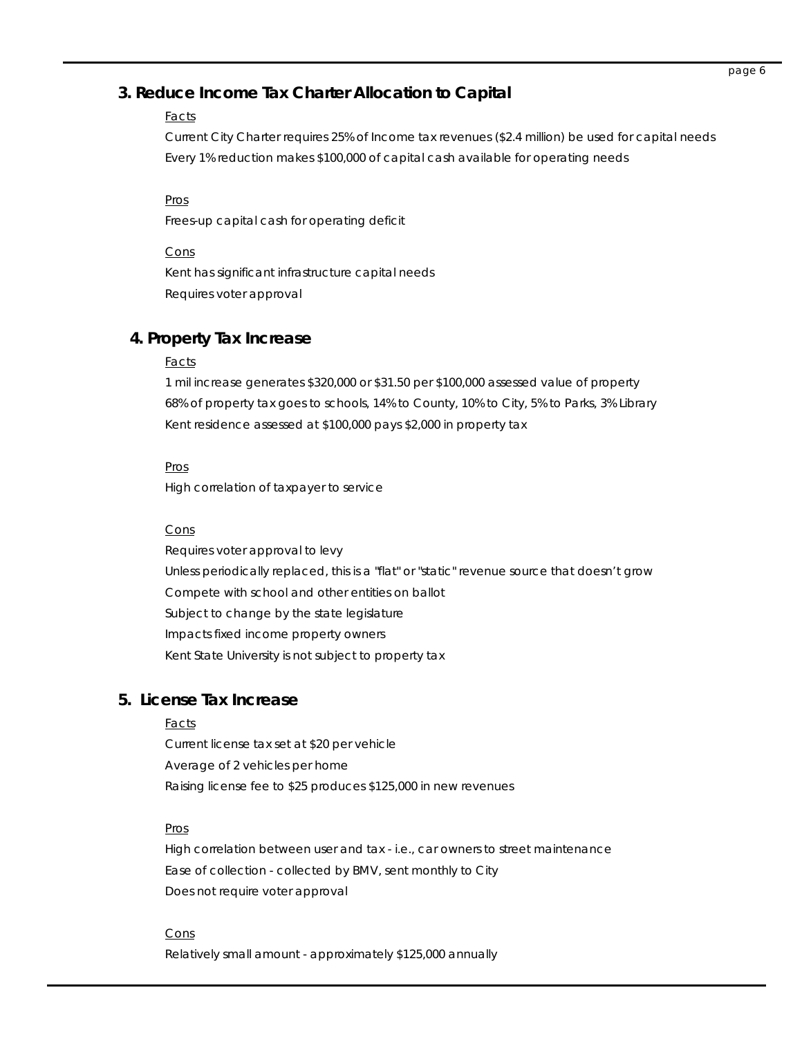## 3. Reduce Income Tax Charter Allocation to Capital

Facts

Current City Charter requires 25% of Income tax revenues ($2.4 million) be used for capital needs

Every 1% reduction makes $100,000 of capital cash available for operating needs

Pros

Frees-up capital cash for operating deficit

Cons

Kent has significant infrastructure capital needs

Requires voter approval

## 4. Property Tax Increase

Facts

1 mil increase generates $320,000 or $31.50 per $100,000 assessed value of property

68% of property tax goes to schools, 14% to County, 10% to City, 5% to Parks, 3% Library

Kent residence assessed at $100,000 pays $2,000 in property tax

Pros

High correlation of taxpayer to service

Cons

Requires voter approval to levy

Unless periodically replaced, this is a "flat" or "static" revenue source that doesn't grow

Compete with school and other entities on ballot

Subject to change by the state legislature

Impacts fixed income property owners

Kent State University is not subject to property tax

## 5. License Tax Increase

Facts

Current license tax set at $20 per vehicle

Average of 2 vehicles per home

Raising license fee to $25 produces $125,000 in new revenues

Pros

High correlation between user and tax - i.e., car owners to street maintenance

Ease of collection - collected by BMV, sent monthly to City

Does not require voter approval

Cons

Relatively small amount - approximately $125,000 annually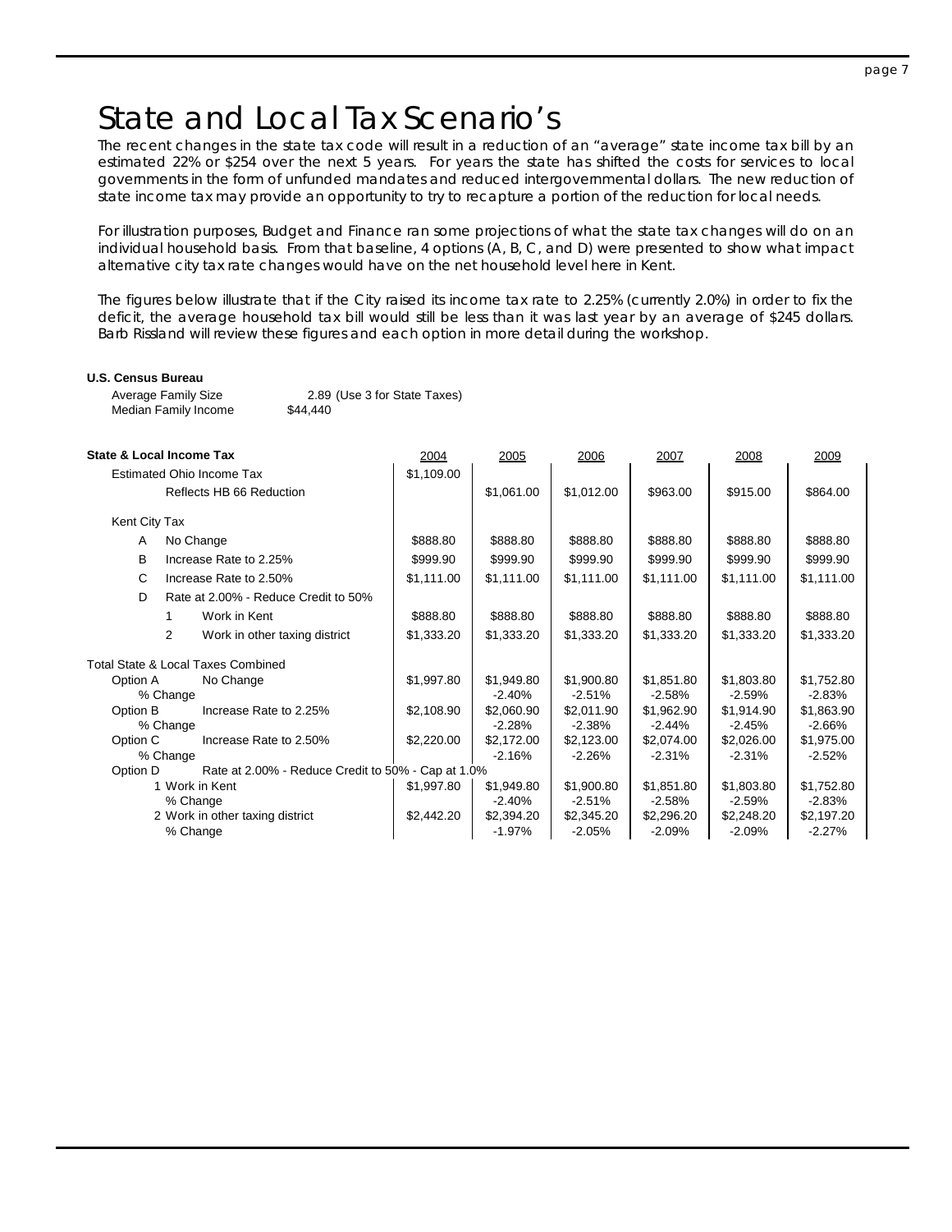# State and Local Tax Scenario's

The recent changes in the state tax code will result in a reduction of an "average" state income tax bill by an estimated 22% or $254 over the next 5 years. For years the state has shifted the costs for services to local governments in the form of unfunded mandates and reduced intergovernmental dollars. The new reduction of state income tax may provide an opportunity to try to recapture a portion of the reduction for local needs.

For illustration purposes, Budget and Finance ran some projections of what the state tax changes will do on an individual household basis. From that baseline, 4 options (A, B, C, and D) were presented to show what impact alternative city tax rate changes would have on the net household level here in Kent.

The figures below illustrate that if the City raised its income tax rate to 2.25% (currently 2.0%) in order to fix the deficit, the average household tax bill would still be less than it was last year by an average of $245 dollars. Barb Rissland will review these figures and each option in more detail during the workshop.

**U.S. Census Bureau**

| | |
|---|---|
| Average Family Size | 2.89 (Use 3 for State Taxes) |
| Median Family Income | $44,440 |

| **State & Local Income Tax** | 2004 | 2005 | 2006 | 2007 | 2008 | 2009 |
|---|---|---|---|---|---|---|
| Estimated Ohio Income Tax | $1,109.00 | | | | | |
| Reflects HB 66 Reduction | | $1,061.00 | $1,012.00 | $963.00 | $915.00 | $864.00 |
| Kent City Tax | | | | | | |
| A No Change | $888.80 | $888.80 | $888.80 | $888.80 | $888.80 | $888.80 |
| B Increase Rate to 2.25% | $999.90 | $999.90 | $999.90 | $999.90 | $999.90 | $999.90 |
| C Increase Rate to 2.50% | $1,111.00 | $1,111.00 | $1,111.00 | $1,111.00 | $1,111.00 | $1,111.00 |
| D Rate at 2.00% - Reduce Credit to 50% | | | | | | |
| 1 Work in Kent | $888.80 | $888.80 | $888.80 | $888.80 | $888.80 | $888.80 |
| 2 Work in other taxing district | $1,333.20 | $1,333.20 | $1,333.20 | $1,333.20 | $1,333.20 | $1,333.20 |
| Total State & Local Taxes Combined | | | | | | |
| Option A No Change | $1,997.80 | $1,949.80 | $1,900.80 | $1,851.80 | $1,803.80 | $1,752.80 |
| % Change | | -2.40% | -2.51% | -2.58% | -2.59% | -2.83% |
| Option B Increase Rate to 2.25% | $2,108.90 | $2,060.90 | $2,011.90 | $1,962.90 | $1,914.90 | $1,863.90 |
| % Change | | -2.28% | -2.38% | -2.44% | -2.45% | -2.66% |
| Option C Increase Rate to 2.50% | $2,220.00 | $2,172.00 | $2,123.00 | $2,074.00 | $2,026.00 | $1,975.00 |
| % Change | | -2.16% | -2.26% | -2.31% | -2.31% | -2.52% |
| Option D Rate at 2.00% - Reduce Credit to 50% - Cap at 1.0% | | | | | | |
| 1 Work in Kent | $1,997.80 | $1,949.80 | $1,900.80 | $1,851.80 | $1,803.80 | $1,752.80 |
| % Change | | -2.40% | -2.51% | -2.58% | -2.59% | -2.83% |
| 2 Work in other taxing district | $2,442.20 | $2,394.20 | $2,345.20 | $2,296.20 | $2,248.20 | $2,197.20 |
| % Change | | -1.97% | -2.05% | -2.09% | -2.09% | -2.27% |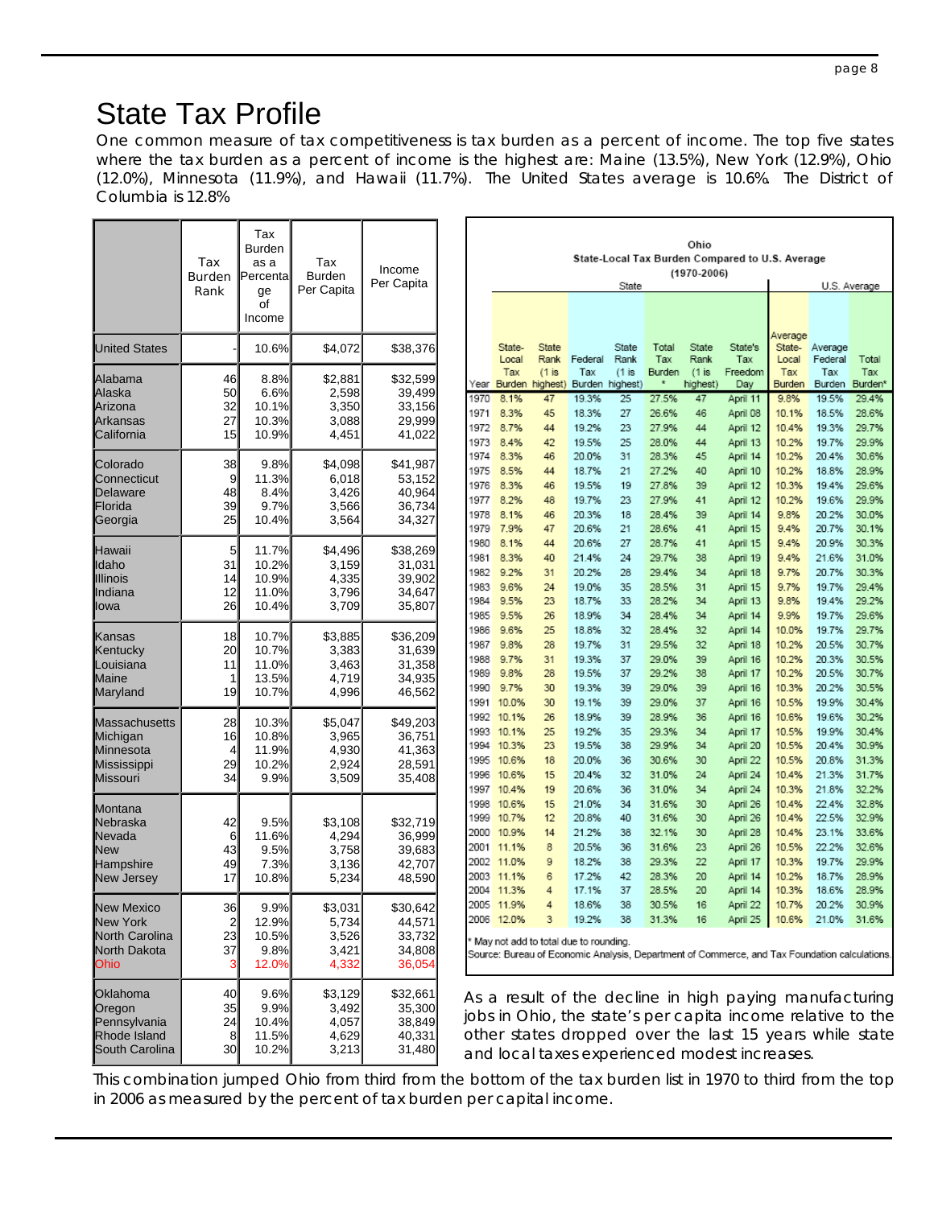# State Tax Profile

One common measure of tax competitiveness is tax burden as a percent of income. The top five states where the tax burden as a percent of income is the highest are: Maine (13.5%), New York (12.9%), Ohio (12.0%), Minnesota (11.9%), and Hawaii (11.7%). The United States average is 10.6%. The District of Columbia is 12.8%

| | Tax Burden Rank | Tax Burden as a Percentage of Income | Tax Burden Per Capita | Income Per Capita |
|---|---|---|---|---|
| United States | - | 10.6% | $4,072 | $38,376 |
| Alabama | 46 | 8.8% | $2,881 | $32,599 |
| Alaska | 50 | 6.6% | 2,598 | 39,499 |
| Arizona | 32 | 10.1% | 3,350 | 33,156 |
| Arkansas | 27 | 10.3% | 3,088 | 29,999 |
| California | 15 | 10.9% | 4,451 | 41,022 |
| Colorado | 38 | 9.8% | $4,098 | $41,987 |
| Connecticut | 9 | 11.3% | 6,018 | 53,152 |
| Delaware | 48 | 8.4% | 3,426 | 40,964 |
| Florida | 39 | 9.7% | 3,566 | 36,734 |
| Georgia | 25 | 10.4% | 3,564 | 34,327 |
| Hawaii | 5 | 11.7% | $4,496 | $38,269 |
| Idaho | 31 | 10.2% | 3,159 | 31,031 |
| Illinois | 14 | 10.9% | 4,335 | 39,902 |
| Indiana | 12 | 11.0% | 3,796 | 34,647 |
| Iowa | 26 | 10.4% | 3,709 | 35,807 |
| Kansas | 18 | 10.7% | $3,885 | $36,209 |
| Kentucky | 20 | 10.7% | 3,383 | 31,639 |
| Louisiana | 11 | 11.0% | 3,463 | 31,358 |
| Maine | 1 | 13.5% | 4,719 | 34,935 |
| Maryland | 19 | 10.7% | 4,996 | 46,562 |
| Massachusetts | 28 | 10.3% | $5,047 | $49,203 |
| Michigan | 16 | 10.8% | 3,965 | 36,751 |
| Minnesota | 4 | 11.9% | 4,930 | 41,363 |
| Mississippi | 29 | 10.2% | 2,924 | 28,591 |
| Missouri | 34 | 9.9% | 3,509 | 35,408 |
| Montana | 42 | 9.5% | $3,108 | $32,719 |
| Nebraska | 6 | 11.6% | 4,294 | 36,999 |
| Nevada | 43 | 9.5% | 3,758 | 39,683 |
| New Hampshire | 49 | 7.3% | 3,136 | 42,707 |
| New Jersey | 17 | 10.8% | 5,234 | 48,590 |
| New Mexico | 36 | 9.9% | $3,031 | $30,642 |
| New York | 2 | 12.9% | 5,734 | 44,571 |
| North Carolina | 23 | 10.5% | 3,526 | 33,732 |
| North Dakota | 37 | 9.8% | 3,421 | 34,808 |
| Ohio | 3 | 12.0% | 4,332 | 36,054 |
| Oklahoma | 40 | 9.6% | $3,129 | $32,661 |
| Oregon | 35 | 9.9% | 3,492 | 35,300 |
| Pennsylvania | 24 | 10.4% | 4,057 | 38,849 |
| Rhode Island | 8 | 11.5% | 4,629 | 40,331 |
| South Carolina | 30 | 10.2% | 3,213 | 31,480 |

**Ohio State-Local Tax Burden Compared to U.S. Average (1970-2006)**

| | State | | | | | | | U.S. Average | | |
|---|---|---|---|---|---|---|---|---|---|---|
| Year | State-Local Tax Burden | State Rank (1 is highest) | Federal Tax Burden | State Rank (1 is highest) | Total Tax Burden * | State Rank (1 is highest) | State's Tax Freedom Day | Average State-Local Tax Burden | Average Federal Tax Burden | Total Tax Burden* |
| 1970 | 8.1% | 47 | 19.3% | 25 | 27.5% | 47 | April 11 | 9.8% | 19.5% | 29.4% |
| 1971 | 8.3% | 45 | 18.3% | 27 | 26.6% | 46 | April 08 | 10.1% | 18.5% | 28.6% |
| 1972 | 8.7% | 44 | 19.2% | 23 | 27.9% | 44 | April 12 | 10.4% | 19.3% | 29.7% |
| 1973 | 8.4% | 42 | 19.5% | 25 | 28.0% | 44 | April 13 | 10.2% | 19.7% | 29.9% |
| 1974 | 8.3% | 46 | 20.0% | 31 | 28.3% | 45 | April 14 | 10.2% | 20.4% | 30.6% |
| 1975 | 8.5% | 44 | 18.7% | 21 | 27.2% | 40 | April 10 | 10.2% | 18.8% | 28.9% |
| 1976 | 8.3% | 46 | 19.5% | 19 | 27.8% | 39 | April 12 | 10.3% | 19.4% | 29.6% |
| 1977 | 8.2% | 48 | 19.7% | 23 | 27.9% | 41 | April 12 | 10.2% | 19.6% | 29.9% |
| 1978 | 8.1% | 46 | 20.3% | 18 | 28.4% | 39 | April 14 | 9.8% | 20.2% | 30.0% |
| 1979 | 7.9% | 47 | 20.6% | 21 | 28.6% | 41 | April 15 | 9.4% | 20.7% | 30.1% |
| 1980 | 8.1% | 44 | 20.6% | 27 | 28.7% | 41 | April 15 | 9.4% | 20.9% | 30.3% |
| 1981 | 8.3% | 40 | 21.4% | 24 | 29.7% | 38 | April 19 | 9.4% | 21.6% | 31.0% |
| 1982 | 9.2% | 31 | 20.2% | 28 | 29.4% | 34 | April 18 | 9.7% | 20.7% | 30.3% |
| 1983 | 9.6% | 24 | 19.0% | 35 | 28.5% | 31 | April 15 | 9.7% | 19.7% | 29.4% |
| 1984 | 9.5% | 23 | 18.7% | 33 | 28.2% | 34 | April 13 | 9.8% | 19.4% | 29.2% |
| 1985 | 9.5% | 26 | 18.9% | 34 | 28.4% | 34 | April 14 | 9.9% | 19.7% | 29.6% |
| 1986 | 9.6% | 25 | 18.8% | 32 | 28.4% | 32 | April 14 | 10.0% | 19.7% | 29.7% |
| 1987 | 9.8% | 28 | 19.7% | 31 | 29.5% | 32 | April 18 | 10.2% | 20.5% | 30.7% |
| 1988 | 9.7% | 31 | 19.3% | 37 | 29.0% | 39 | April 16 | 10.2% | 20.3% | 30.5% |
| 1989 | 9.8% | 28 | 19.5% | 37 | 29.2% | 38 | April 17 | 10.2% | 20.5% | 30.7% |
| 1990 | 9.7% | 30 | 19.3% | 39 | 29.0% | 39 | April 16 | 10.3% | 20.2% | 30.5% |
| 1991 | 10.0% | 30 | 19.1% | 39 | 29.0% | 37 | April 16 | 10.5% | 19.9% | 30.4% |
| 1992 | 10.1% | 26 | 18.9% | 39 | 28.9% | 36 | April 16 | 10.6% | 19.6% | 30.2% |
| 1993 | 10.1% | 25 | 19.2% | 35 | 29.3% | 34 | April 17 | 10.5% | 19.9% | 30.4% |
| 1994 | 10.3% | 23 | 19.5% | 38 | 29.9% | 34 | April 20 | 10.5% | 20.4% | 30.9% |
| 1995 | 10.6% | 18 | 20.0% | 36 | 30.6% | 30 | April 22 | 10.5% | 20.8% | 31.3% |
| 1996 | 10.6% | 15 | 20.4% | 32 | 31.0% | 24 | April 24 | 10.4% | 21.3% | 31.7% |
| 1997 | 10.4% | 19 | 20.6% | 36 | 31.0% | 34 | April 24 | 10.3% | 21.8% | 32.2% |
| 1998 | 10.6% | 15 | 21.0% | 34 | 31.6% | 30 | April 26 | 10.4% | 22.4% | 32.8% |
| 1999 | 10.7% | 12 | 20.8% | 40 | 31.6% | 30 | April 26 | 10.4% | 22.5% | 32.9% |
| 2000 | 10.9% | 14 | 21.2% | 38 | 32.1% | 30 | April 28 | 10.4% | 23.1% | 33.6% |
| 2001 | 11.1% | 8 | 20.5% | 36 | 31.6% | 23 | April 26 | 10.5% | 22.2% | 32.6% |
| 2002 | 11.0% | 9 | 18.2% | 38 | 29.3% | 22 | April 17 | 10.3% | 19.7% | 29.9% |
| 2003 | 11.1% | 6 | 17.2% | 42 | 28.3% | 20 | April 14 | 10.2% | 18.7% | 28.9% |
| 2004 | 11.3% | 4 | 17.1% | 37 | 28.5% | 20 | April 14 | 10.3% | 18.6% | 28.9% |
| 2005 | 11.9% | 4 | 18.6% | 38 | 30.5% | 16 | April 22 | 10.7% | 20.2% | 30.9% |
| 2006 | 12.0% | 3 | 19.2% | 38 | 31.3% | 16 | April 25 | 10.6% | 21.0% | 31.6% |

\* May not add to total due to rounding.
Source: Bureau of Economic Analysis, Department of Commerce, and Tax Foundation calculations.

As a result of the decline in high paying manufacturing jobs in Ohio, the state's per capita income relative to the other states dropped over the last 15 years while state and local taxes experienced modest increases.

This combination jumped Ohio from third from the bottom of the tax burden list in 1970 to third from the top in 2006 as measured by the percent of tax burden per capital income.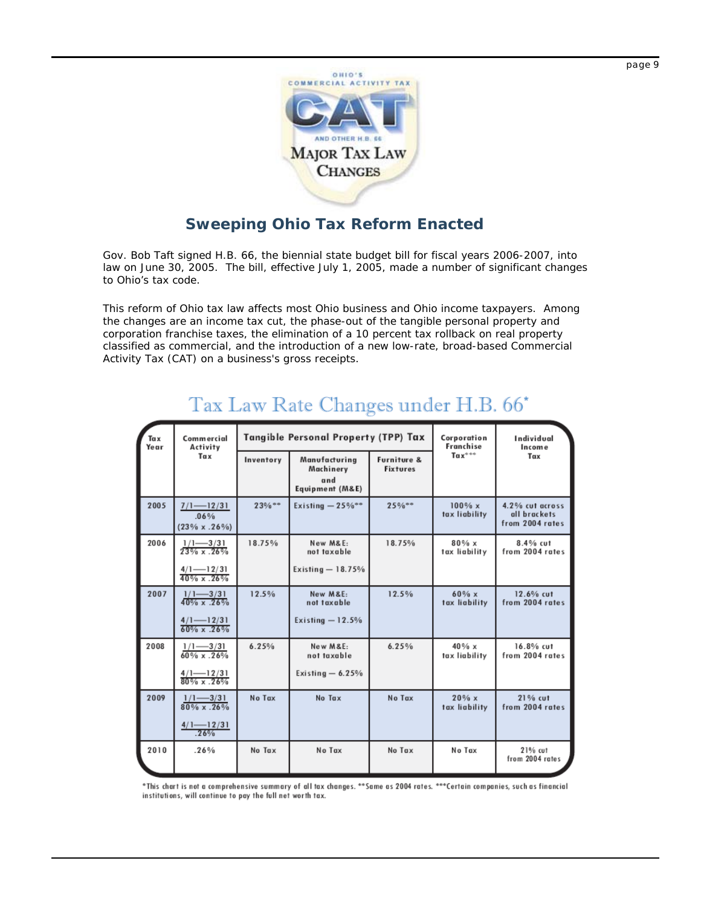OHIO'S COMMERCIAL ACTIVITY TAX

CAT

AND OTHER H.B. 66

MAJOR TAX LAW CHANGES

## Sweeping Ohio Tax Reform Enacted

Gov. Bob Taft signed H.B. 66, the biennial state budget bill for fiscal years 2006-2007, into law on June 30, 2005. The bill, effective July 1, 2005, made a number of significant changes to Ohio's tax code.

This reform of Ohio tax law affects most Ohio business and Ohio income taxpayers. Among the changes are an income tax cut, the phase-out of the tangible personal property and corporation franchise taxes, the elimination of a 10 percent tax rollback on real property classified as commercial, and the introduction of a new low-rate, broad-based Commercial Activity Tax (CAT) on a business's gross receipts.

## Tax Law Rate Changes under H.B. 66*

| Tax Year | Commercial Activity Tax | Tangible Personal Property (TPP) Tax | | | Corporation Franchise Tax*** | Individual Income Tax |
|---|---|---|---|---|---|---|
| | | Inventory | Manufacturing Machinery and Equipment (M&E) | Furniture & Fixtures | | |
| 2005 | 7/1—12/31 .06% (23% x .26%) | 23%** | Existing — 25%** | 25%** | 100% x tax liability | 4.2% cut across all brackets from 2004 rates |
| 2006 | 1/1—3/31 23% x .26%<br>4/1—12/31 40% x .26% | 18.75% | New M&E: not taxable<br>Existing — 18.75% | 18.75% | 80% x tax liability | 8.4% cut from 2004 rates |
| 2007 | 1/1—3/31 40% x .26%<br>4/1—12/31 60% x .26% | 12.5% | New M&E: not taxable<br>Existing — 12.5% | 12.5% | 60% x tax liability | 12.6% cut from 2004 rates |
| 2008 | 1/1—3/31 60% x .26%<br>4/1—12/31 80% x .26% | 6.25% | New M&E: not taxable<br>Existing — 6.25% | 6.25% | 40% x tax liability | 16.8% cut from 2004 rates |
| 2009 | 1/1—3/31 80% x .26%<br>4/1—12/31 .26% | No Tax | No Tax | No Tax | 20% x tax liability | 21% cut from 2004 rates |
| 2010 | .26% | No Tax | No Tax | No Tax | No Tax | 21% cut from 2004 rates |

*This chart is not a comprehensive summary of all tax changes. **Same as 2004 rates. ***Certain companies, such as financial institutions, will continue to pay the full net worth tax.